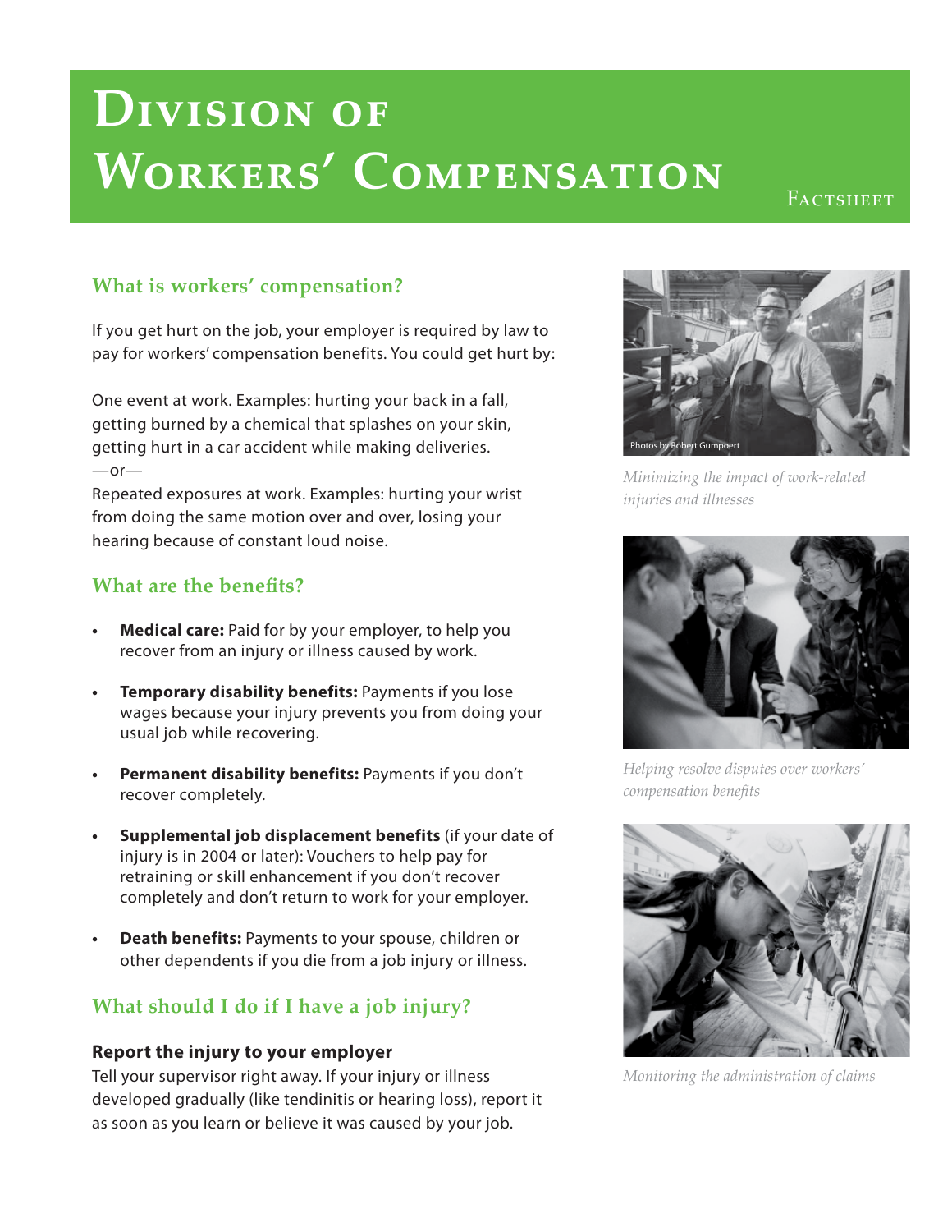# Division of Workers' Compensation

Factsheet

## What is workers' compensation?

If you get hurt on the job, your employer is required by law to pay for workers' compensation benefits. You could get hurt by:

One event at work. Examples: hurting your back in a fall, getting burned by a chemical that splashes on your skin, getting hurt in a car accident while making deliveries.

—or—

Repeated exposures at work. Examples: hurting your wrist from doing the same motion over and over, losing your hearing because of constant loud noise.

## What are the benefits?

- **Medical care:** Paid for by your employer, to help you recover from an injury or illness caused by work.
- **Temporary disability benefits:** Payments if you lose wages because your injury prevents you from doing your usual job while recovering.
- **Permanent disability benefits:** Payments if you don't recover completely.
- **Supplemental job displacement benefits** (if your date of injury is in 2004 or later): Vouchers to help pay for retraining or skill enhancement if you don't recover completely and don't return to work for your employer.
- **Death benefits:** Payments to your spouse, children or other dependents if you die from a job injury or illness.

## What should I do if I have a job injury?

### Report the injury to your employer

Tell your supervisor right away. If your injury or illness developed gradually (like tendinitis or hearing loss), report it as soon as you learn or believe it was caused by your job.

Photos by Robert Gumpoert

*Minimizing the impact of work-related injuries and illnesses*

*Helping resolve disputes over workers' compensation benefits*

*Monitoring the administration of claims*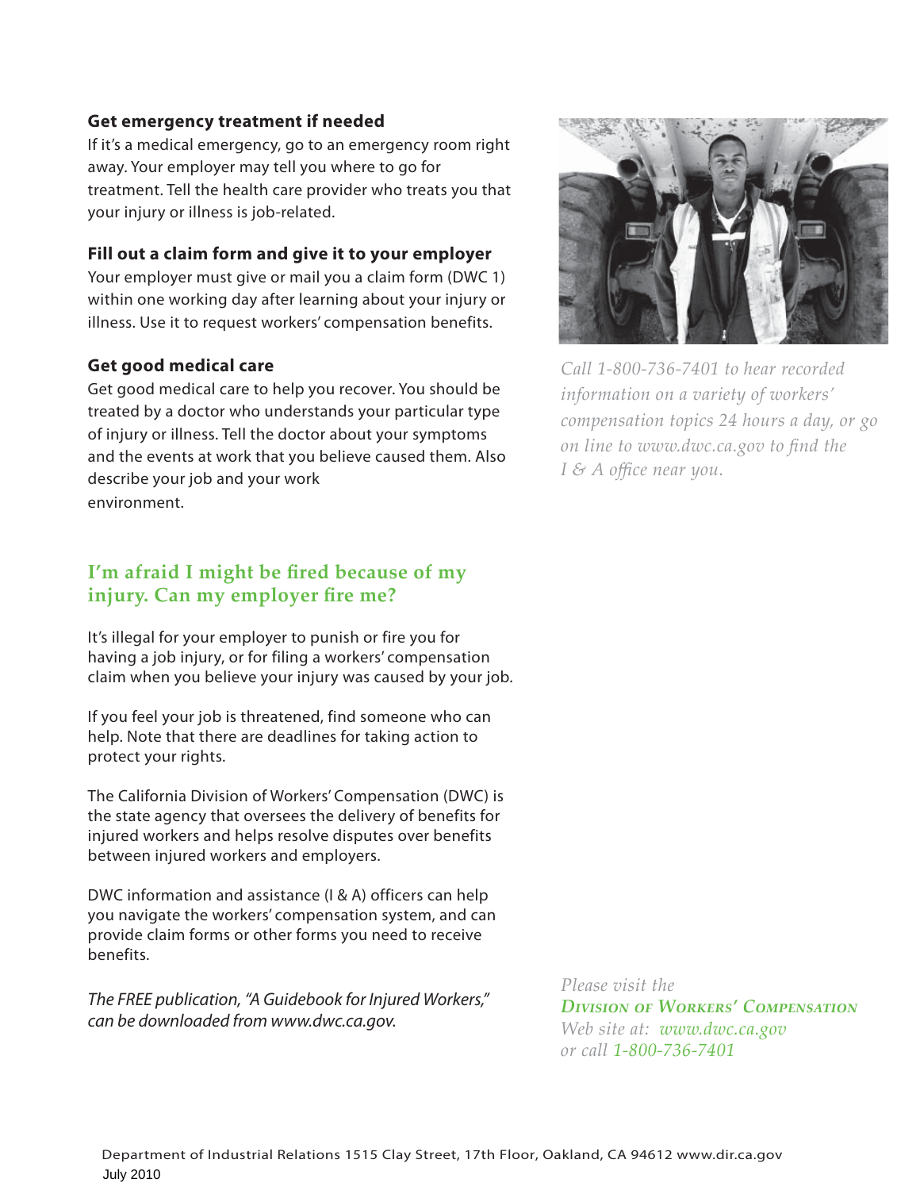### Get emergency treatment if needed

If it's a medical emergency, go to an emergency room right away. Your employer may tell you where to go for treatment. Tell the health care provider who treats you that your injury or illness is job-related.

### Fill out a claim form and give it to your employer

Your employer must give or mail you a claim form (DWC 1) within one working day after learning about your injury or illness. Use it to request workers' compensation benefits.

### Get good medical care

Get good medical care to help you recover. You should be treated by a doctor who understands your particular type of injury or illness. Tell the doctor about your symptoms and the events at work that you believe caused them. Also describe your job and your work environment.

*Call 1-800-736-7401 to hear recorded information on a variety of workers' compensation topics 24 hours a day, or go on line to www.dwc.ca.gov to find the I & A office near you.*

## I'm afraid I might be fired because of my injury. Can my employer fire me?

It's illegal for your employer to punish or fire you for having a job injury, or for filing a workers' compensation claim when you believe your injury was caused by your job.

If you feel your job is threatened, find someone who can help. Note that there are deadlines for taking action to protect your rights.

The California Division of Workers' Compensation (DWC) is the state agency that oversees the delivery of benefits for injured workers and helps resolve disputes over benefits between injured workers and employers.

DWC information and assistance (I & A) officers can help you navigate the workers' compensation system, and can provide claim forms or other forms you need to receive benefits.

*The FREE publication, "A Guidebook for Injured Workers," can be downloaded from www.dwc.ca.gov.*

*Please visit the* ***Division of Workers' Compensation*** *Web site at: www.dwc.ca.gov or call 1-800-736-7401*

Department of Industrial Relations 1515 Clay Street, 17th Floor, Oakland, CA 94612 www.dir.ca.gov

July 2010